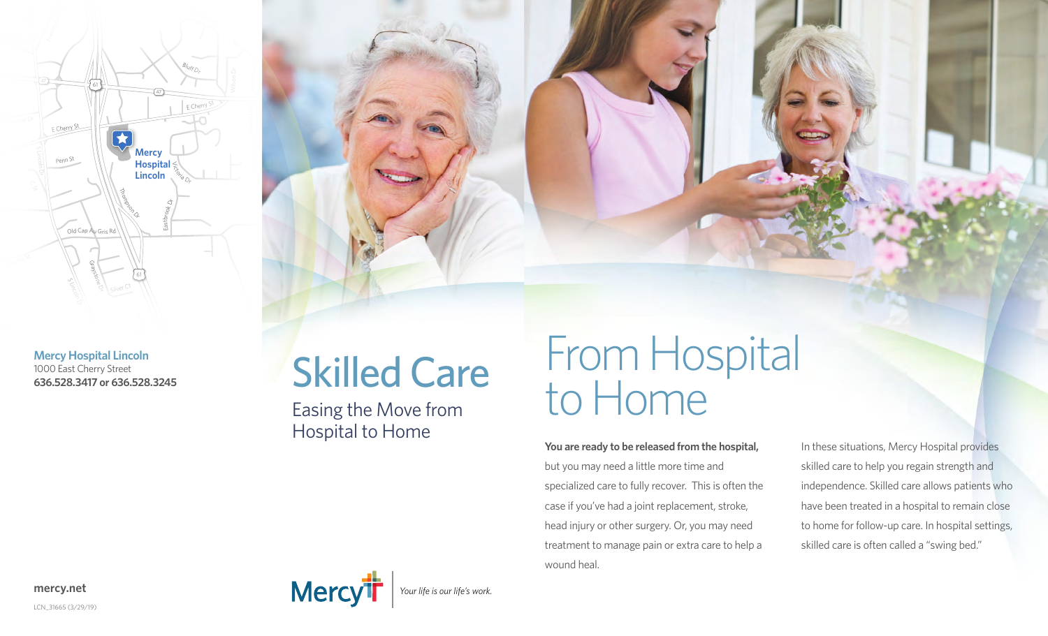**Mercy Hospital Lincoln**
1000 East Cherry Street
**636.528.3417 or 636.528.3245**

**mercy.net**

LCN_31665 (3/29/19)

# Skilled Care

## Easing the Move from Hospital to Home

Mercy | *Your life is our life's work.*

# From Hospital to Home

**You are ready to be released from the hospital,** but you may need a little more time and specialized care to fully recover. This is often the case if you've had a joint replacement, stroke, head injury or other surgery. Or, you may need treatment to manage pain or extra care to help a wound heal.

In these situations, Mercy Hospital provides skilled care to help you regain strength and independence. Skilled care allows patients who have been treated in a hospital to remain close to home for follow-up care. In hospital settings, skilled care is often called a "swing bed."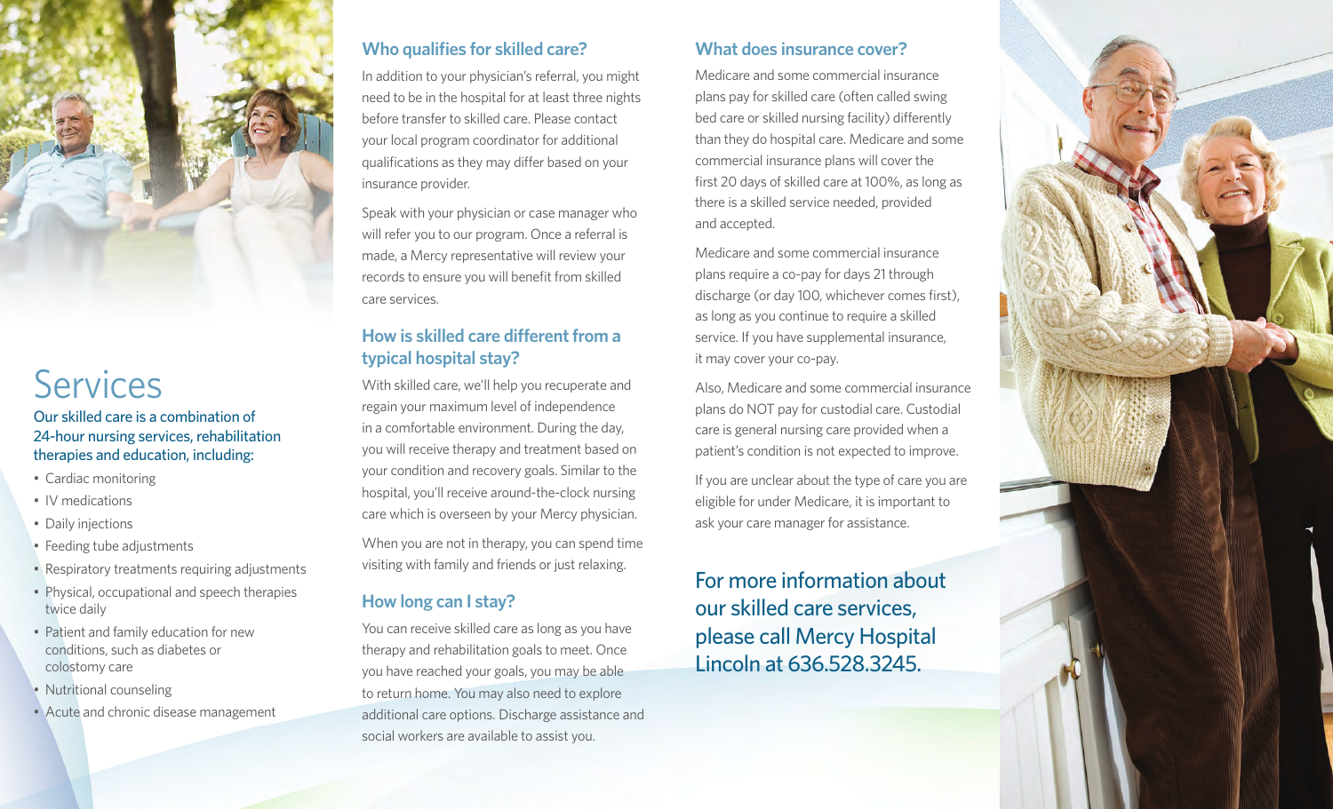# Services

Our skilled care is a combination of 24-hour nursing services, rehabilitation therapies and education, including:

- Cardiac monitoring
- IV medications
- Daily injections
- Feeding tube adjustments
- Respiratory treatments requiring adjustments
- Physical, occupational and speech therapies twice daily
- Patient and family education for new conditions, such as diabetes or colostomy care
- Nutritional counseling
- Acute and chronic disease management

## Who qualifies for skilled care?

In addition to your physician's referral, you might need to be in the hospital for at least three nights before transfer to skilled care. Please contact your local program coordinator for additional qualifications as they may differ based on your insurance provider.

Speak with your physician or case manager who will refer you to our program. Once a referral is made, a Mercy representative will review your records to ensure you will benefit from skilled care services.

## How is skilled care different from a typical hospital stay?

With skilled care, we'll help you recuperate and regain your maximum level of independence in a comfortable environment. During the day, you will receive therapy and treatment based on your condition and recovery goals. Similar to the hospital, you'll receive around-the-clock nursing care which is overseen by your Mercy physician.

When you are not in therapy, you can spend time visiting with family and friends or just relaxing.

## How long can I stay?

You can receive skilled care as long as you have therapy and rehabilitation goals to meet. Once you have reached your goals, you may be able to return home. You may also need to explore additional care options. Discharge assistance and social workers are available to assist you.

## What does insurance cover?

Medicare and some commercial insurance plans pay for skilled care (often called swing bed care or skilled nursing facility) differently than they do hospital care. Medicare and some commercial insurance plans will cover the first 20 days of skilled care at 100%, as long as there is a skilled service needed, provided and accepted.

Medicare and some commercial insurance plans require a co-pay for days 21 through discharge (or day 100, whichever comes first), as long as you continue to require a skilled service. If you have supplemental insurance, it may cover your co-pay.

Also, Medicare and some commercial insurance plans do NOT pay for custodial care. Custodial care is general nursing care provided when a patient's condition is not expected to improve.

If you are unclear about the type of care you are eligible for under Medicare, it is important to ask your care manager for assistance.

For more information about our skilled care services, please call Mercy Hospital Lincoln at 636.528.3245.